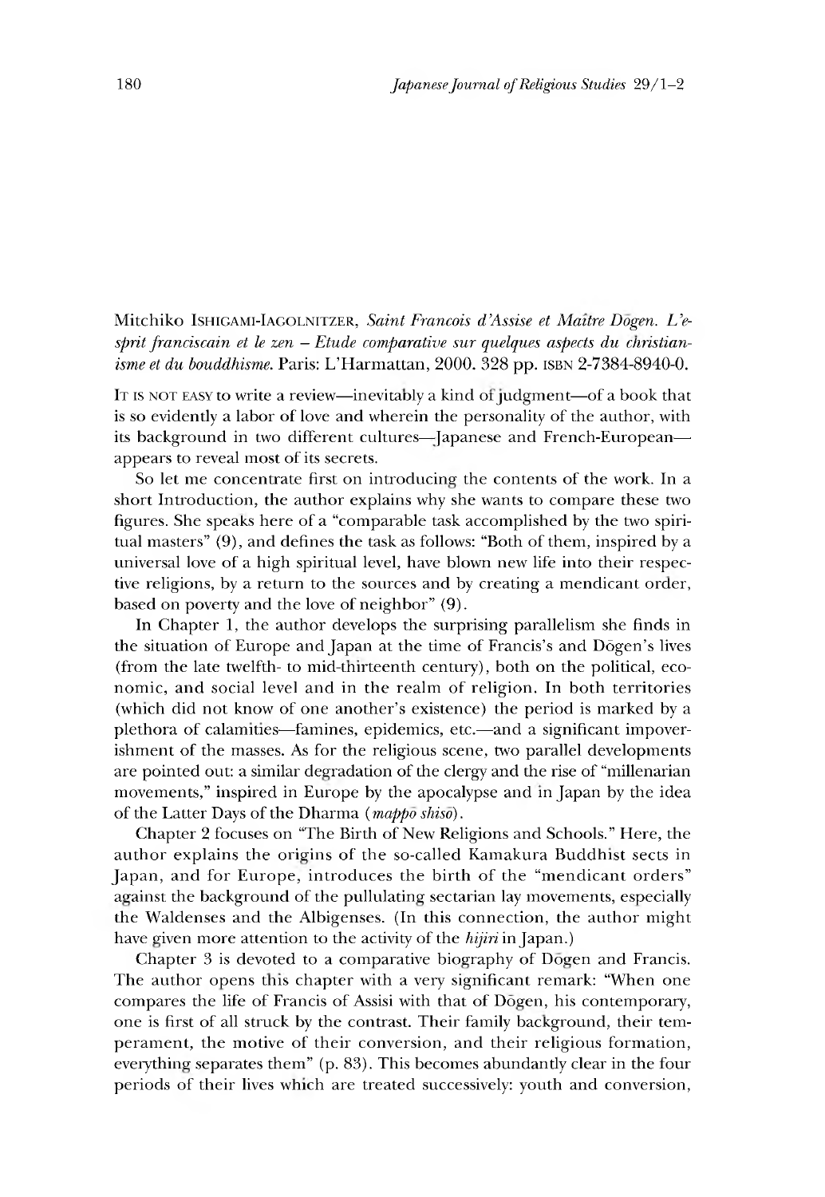Mitchiko Ishigami-Iagolnitzer, *Saint Francois d'Assise et Maître Dōgen. L'esprit franciscain et le zen – Etude comparative sur quelques aspects du christianisme et du bouddhisme*. Paris: L'Harmattan, 2000. 328 pp. ISBN 2-7384-8940-0.

It is not easy to write a review—inevitably a kind of judgment—of a book that is so evidently a labor of love and wherein the personality of the author, with its background in two different cultures—Japanese and French-European—appears to reveal most of its secrets.

So let me concentrate first on introducing the contents of the work. In a short Introduction, the author explains why she wants to compare these two figures. She speaks here of a "comparable task accomplished by the two spiritual masters" (9), and defines the task as follows: "Both of them, inspired by a universal love of a high spiritual level, have blown new life into their respective religions, by a return to the sources and by creating a mendicant order, based on poverty and the love of neighbor" (9).

In Chapter 1, the author develops the surprising parallelism she finds in the situation of Europe and Japan at the time of Francis's and Dōgen's lives (from the late twelfth- to mid-thirteenth century), both on the political, economic, and social level and in the realm of religion. In both territories (which did not know of one another's existence) the period is marked by a plethora of calamities—famines, epidemics, etc.—and a significant impoverishment of the masses. As for the religious scene, two parallel developments are pointed out: a similar degradation of the clergy and the rise of "millenarian movements," inspired in Europe by the apocalypse and in Japan by the idea of the Latter Days of the Dharma (*mappō shisō*).

Chapter 2 focuses on "The Birth of New Religions and Schools." Here, the author explains the origins of the so-called Kamakura Buddhist sects in Japan, and for Europe, introduces the birth of the "mendicant orders" against the background of the pullulating sectarian lay movements, especially the Waldenses and the Albigenses. (In this connection, the author might have given more attention to the activity of the *hijiri* in Japan.)

Chapter 3 is devoted to a comparative biography of Dōgen and Francis. The author opens this chapter with a very significant remark: "When one compares the life of Francis of Assisi with that of Dōgen, his contemporary, one is first of all struck by the contrast. Their family background, their temperament, the motive of their conversion, and their religious formation, everything separates them" (p. 83). This becomes abundantly clear in the four periods of their lives which are treated successively: youth and conversion,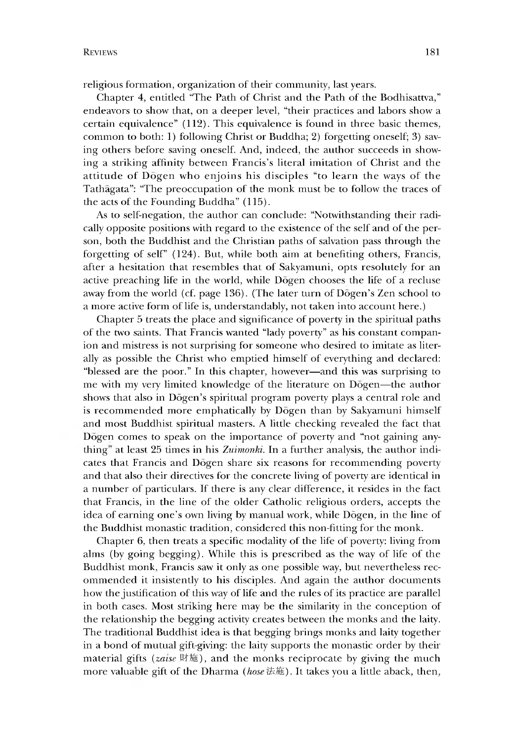religious formation, organization of their community, last years.

Chapter 4, entitled "The Path of Christ and the Path of the Bodhisattva," endeavors to show that, on a deeper level, "their practices and labors show a certain equivalence" (112). This equivalence is found in three basic themes, common to both: 1) following Christ or Buddha; 2) forgetting oneself; 3) saving others before saving oneself. And, indeed, the author succeeds in showing a striking affinity between Francis's literal imitation of Christ and the attitude of Dōgen who enjoins his disciples "to learn the ways of the Tathāgata": "The preoccupation of the monk must be to follow the traces of the acts of the Founding Buddha" (115).

As to self-negation, the author can conclude: "Notwithstanding their radically opposite positions with regard to the existence of the self and of the person, both the Buddhist and the Christian paths of salvation pass through the forgetting of self" (124). But, while both aim at benefiting others, Francis, after a hesitation that resembles that of Sakyamuni, opts resolutely for an active preaching life in the world, while Dōgen chooses the life of a recluse away from the world (cf. page 136). (The later turn of Dōgen's Zen school to a more active form of life is, understandably, not taken into account here.)

Chapter 5 treats the place and significance of poverty in the spiritual paths of the two saints. That Francis wanted "lady poverty" as his constant companion and mistress is not surprising for someone who desired to imitate as literally as possible the Christ who emptied himself of everything and declared: "blessed are the poor." In this chapter, however—and this was surprising to me with my very limited knowledge of the literature on Dōgen—the author shows that also in Dōgen's spiritual program poverty plays a central role and is recommended more emphatically by Dōgen than by Sakyamuni himself and most Buddhist spiritual masters. A little checking revealed the fact that Dōgen comes to speak on the importance of poverty and "not gaining anything" at least 25 times in his *Zuimonki*. In a further analysis, the author indicates that Francis and Dōgen share six reasons for recommending poverty and that also their directives for the concrete living of poverty are identical in a number of particulars. If there is any clear difference, it resides in the fact that Francis, in the line of the older Catholic religious orders, accepts the idea of earning one's own living by manual work, while Dōgen, in the line of the Buddhist monastic tradition, considered this non-fitting for the monk.

Chapter 6, then treats a specific modality of the life of poverty: living from alms (by going begging). While this is prescribed as the way of life of the Buddhist monk, Francis saw it only as one possible way, but nevertheless recommended it insistently to his disciples. And again the author documents how the justification of this way of life and the rules of its practice are parallel in both cases. Most striking here may be the similarity in the conception of the relationship the begging activity creates between the monks and the laity. The traditional Buddhist idea is that begging brings monks and laity together in a bond of mutual gift-giving: the laity supports the monastic order by their material gifts (*zaise* 財施), and the monks reciprocate by giving the much more valuable gift of the Dharma (*hose* 法施). It takes you a little aback, then,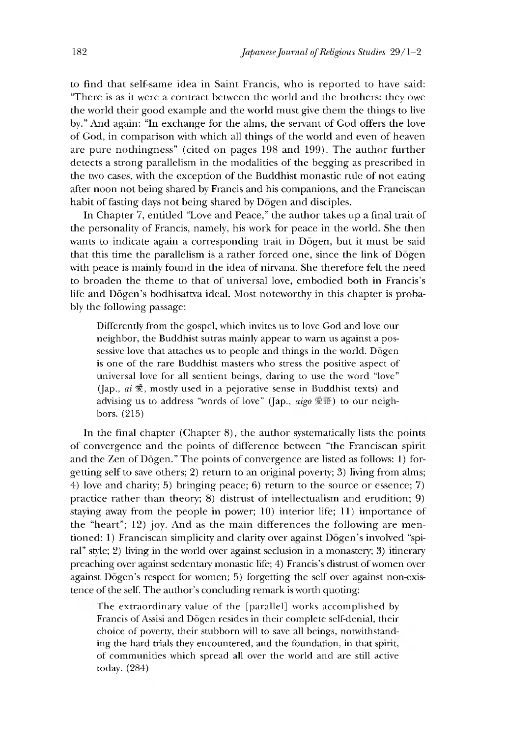to find that self-same idea in Saint Francis, who is reported to have said: "There is as it were a contract between the world and the brothers: they owe the world their good example and the world must give them the things to live by." And again: "In exchange for the alms, the servant of God offers the love of God, in comparison with which all things of the world and even of heaven are pure nothingness" (cited on pages 198 and 199). The author further detects a strong parallelism in the modalities of the begging as prescribed in the two cases, with the exception of the Buddhist monastic rule of not eating after noon not being shared by Francis and his companions, and the Franciscan habit of fasting days not being shared by Dōgen and disciples.

In Chapter 7, entitled "Love and Peace," the author takes up a final trait of the personality of Francis, namely, his work for peace in the world. She then wants to indicate again a corresponding trait in Dōgen, but it must be said that this time the parallelism is a rather forced one, since the link of Dōgen with peace is mainly found in the idea of nirvana. She therefore felt the need to broaden the theme to that of universal love, embodied both in Francis's life and Dōgen's bodhisattva ideal. Most noteworthy in this chapter is probably the following passage:

> Differently from the gospel, which invites us to love God and love our neighbor, the Buddhist sutras mainly appear to warn us against a possessive love that attaches us to people and things in the world. Dōgen is one of the rare Buddhist masters who stress the positive aspect of universal love for all sentient beings, daring to use the word "love" (Jap., *ai* 愛, mostly used in a pejorative sense in Buddhist texts) and advising us to address "words of love" (Jap., *aigo* 愛語) to our neighbors. (215)

In the final chapter (Chapter 8), the author systematically lists the points of convergence and the points of difference between "the Franciscan spirit and the Zen of Dōgen." The points of convergence are listed as follows: 1) forgetting self to save others; 2) return to an original poverty; 3) living from alms; 4) love and charity; 5) bringing peace; 6) return to the source or essence; 7) practice rather than theory; 8) distrust of intellectualism and erudition; 9) staying away from the people in power; 10) interior life; 11) importance of the "heart"; 12) joy. And as the main differences the following are mentioned: 1) Franciscan simplicity and clarity over against Dōgen's involved "spiral" style; 2) living in the world over against seclusion in a monastery; 3) itinerary preaching over against sedentary monastic life; 4) Francis's distrust of women over against Dōgen's respect for women; 5) forgetting the self over against non-existence of the self. The author's concluding remark is worth quoting:

> The extraordinary value of the [parallel] works accomplished by Francis of Assisi and Dōgen resides in their complete self-denial, their choice of poverty, their stubborn will to save all beings, notwithstanding the hard trials they encountered, and the foundation, in that spirit, of communities which spread all over the world and are still active today. (284)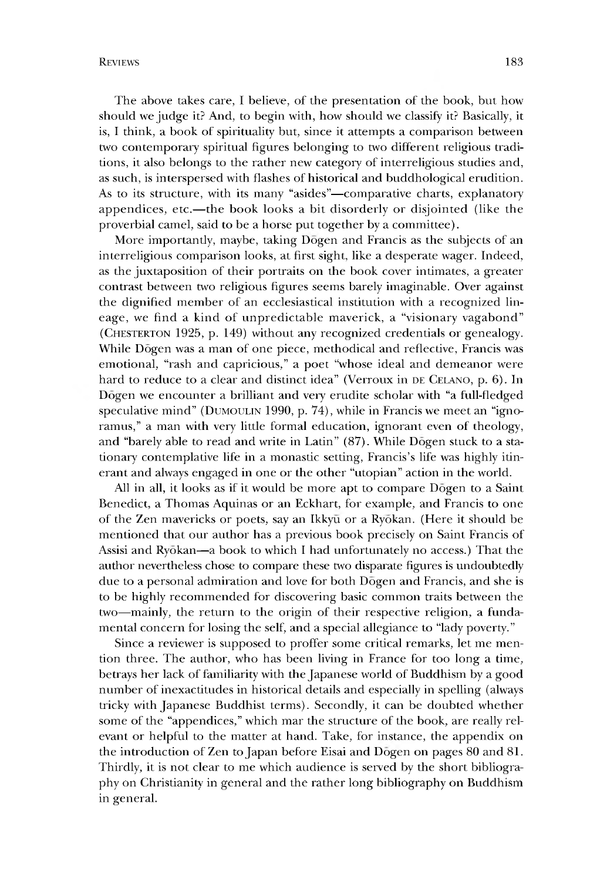The above takes care, I believe, of the presentation of the book, but how should we judge it? And, to begin with, how should we classify it? Basically, it is, I think, a book of spirituality but, since it attempts a comparison between two contemporary spiritual figures belonging to two different religious traditions, it also belongs to the rather new category of interreligious studies and, as such, is interspersed with flashes of historical and buddhological erudition. As to its structure, with its many "asides"—comparative charts, explanatory appendices, etc.—the book looks a bit disorderly or disjointed (like the proverbial camel, said to be a horse put together by a committee).

More importantly, maybe, taking Dōgen and Francis as the subjects of an interreligious comparison looks, at first sight, like a desperate wager. Indeed, as the juxtaposition of their portraits on the book cover intimates, a greater contrast between two religious figures seems barely imaginable. Over against the dignified member of an ecclesiastical institution with a recognized lineage, we find a kind of unpredictable maverick, a "visionary vagabond" (CHESTERTON 1925, p. 149) without any recognized credentials or genealogy. While Dōgen was a man of one piece, methodical and reflective, Francis was emotional, "rash and capricious," a poet "whose ideal and demeanor were hard to reduce to a clear and distinct idea" (Verroux in DE CELANO, p. 6). In Dōgen we encounter a brilliant and very erudite scholar with "a full-fledged speculative mind" (DUMOULIN 1990, p. 74), while in Francis we meet an "ignoramus," a man with very little formal education, ignorant even of theology, and "barely able to read and write in Latin" (87). While Dōgen stuck to a stationary contemplative life in a monastic setting, Francis's life was highly itinerant and always engaged in one or the other "utopian" action in the world.

All in all, it looks as if it would be more apt to compare Dōgen to a Saint Benedict, a Thomas Aquinas or an Eckhart, for example, and Francis to one of the Zen mavericks or poets, say an Ikkyū or a Ryōkan. (Here it should be mentioned that our author has a previous book precisely on Saint Francis of Assisi and Ryōkan—a book to which I had unfortunately no access.) That the author nevertheless chose to compare these two disparate figures is undoubtedly due to a personal admiration and love for both Dōgen and Francis, and she is to be highly recommended for discovering basic common traits between the two—mainly, the return to the origin of their respective religion, a fundamental concern for losing the self, and a special allegiance to "lady poverty."

Since a reviewer is supposed to proffer some critical remarks, let me mention three. The author, who has been living in France for too long a time, betrays her lack of familiarity with the Japanese world of Buddhism by a good number of inexactitudes in historical details and especially in spelling (always tricky with Japanese Buddhist terms). Secondly, it can be doubted whether some of the "appendices," which mar the structure of the book, are really relevant or helpful to the matter at hand. Take, for instance, the appendix on the introduction of Zen to Japan before Eisai and Dōgen on pages 80 and 81. Thirdly, it is not clear to me which audience is served by the short bibliography on Christianity in general and the rather long bibliography on Buddhism in general.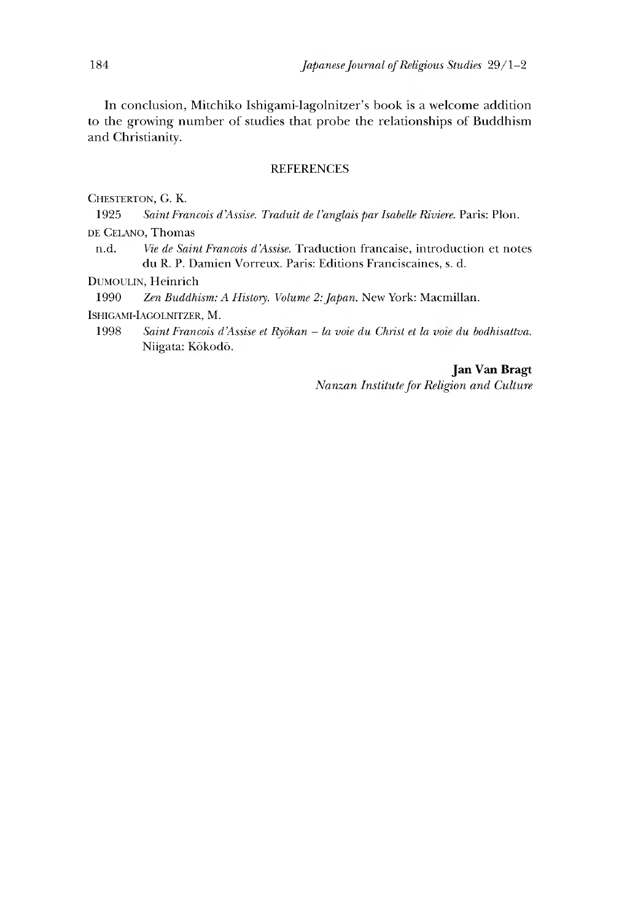In conclusion, Mitchiko Ishigami-Iagolnitzer's book is a welcome addition to the growing number of studies that probe the relationships of Buddhism and Christianity.

## REFERENCES

CHESTERTON, G. K.

1925 *Saint Francois d'Assise. Traduit de l'anglais par Isabelle Riviere.* Paris: Plon.

DE CELANO, Thomas

n.d. *Vie de Saint Francois d'Assise.* Traduction francaise, introduction et notes du R. P. Damien Vorreux. Paris: Editions Franciscaines, s. d.

DUMOULIN, Heinrich

1990 *Zen Buddhism: A History. Volume 2: Japan.* New York: Macmillan.

ISHIGAMI-IAGOLNITZER, M.

1998 *Saint Francois d'Assise et Ryōkan – la voie du Christ et la voie du bodhisattva.* Niigata: Kōkodō.

**Jan Van Bragt**
*Nanzan Institute for Religion and Culture*